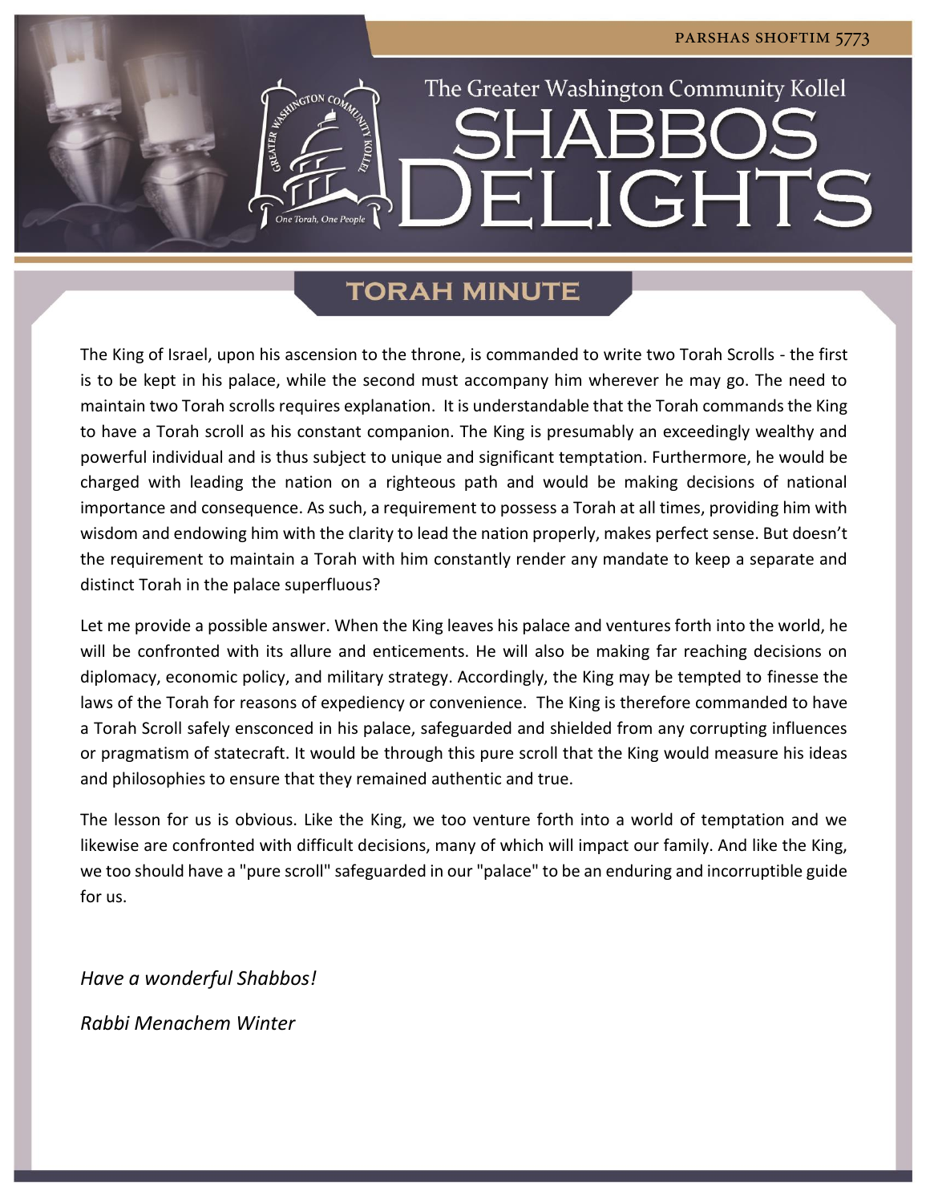PARSHAS SHOFTIM 5773

The Greater Washington Community Kollel

# SHABBOS DELIGHTS

## TORAH MINUTE

The King of Israel, upon his ascension to the throne, is commanded to write two Torah Scrolls - the first is to be kept in his palace, while the second must accompany him wherever he may go. The need to maintain two Torah scrolls requires explanation. It is understandable that the Torah commands the King to have a Torah scroll as his constant companion. The King is presumably an exceedingly wealthy and powerful individual and is thus subject to unique and significant temptation. Furthermore, he would be charged with leading the nation on a righteous path and would be making decisions of national importance and consequence. As such, a requirement to possess a Torah at all times, providing him with wisdom and endowing him with the clarity to lead the nation properly, makes perfect sense. But doesn't the requirement to maintain a Torah with him constantly render any mandate to keep a separate and distinct Torah in the palace superfluous?

Let me provide a possible answer. When the King leaves his palace and ventures forth into the world, he will be confronted with its allure and enticements. He will also be making far reaching decisions on diplomacy, economic policy, and military strategy. Accordingly, the King may be tempted to finesse the laws of the Torah for reasons of expediency or convenience. The King is therefore commanded to have a Torah Scroll safely ensconced in his palace, safeguarded and shielded from any corrupting influences or pragmatism of statecraft. It would be through this pure scroll that the King would measure his ideas and philosophies to ensure that they remained authentic and true.

The lesson for us is obvious. Like the King, we too venture forth into a world of temptation and we likewise are confronted with difficult decisions, many of which will impact our family. And like the King, we too should have a "pure scroll" safeguarded in our "palace" to be an enduring and incorruptible guide for us.

*Have a wonderful Shabbos!*

*Rabbi Menachem Winter*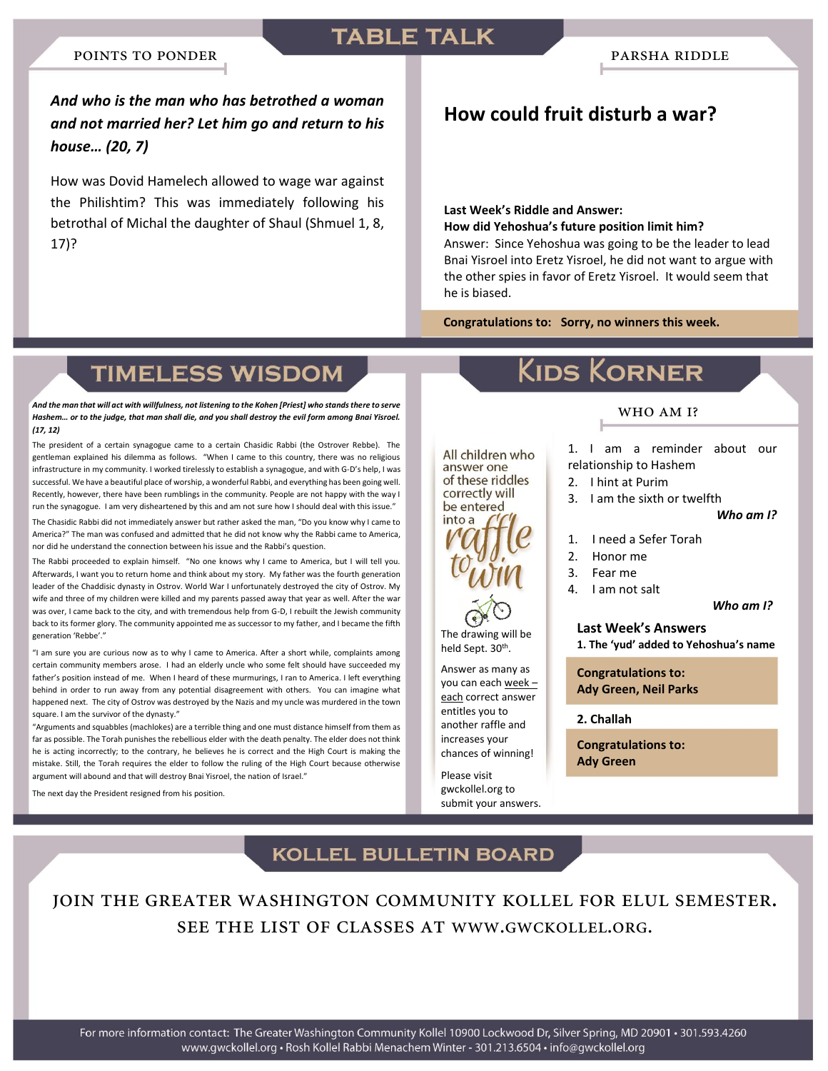# TABLE TALK

## POINTS TO PONDER

***And who is the man who has betrothed a woman and not married her? Let him go and return to his house… (20, 7)***

How was Dovid Hamelech allowed to wage war against the Philishtim? This was immediately following his betrothal of Michal the daughter of Shaul (Shmuel 1, 8, 17)?

## PARSHA RIDDLE

**How could fruit disturb a war?**

**Last Week's Riddle and Answer:**
**How did Yehoshua's future position limit him?**
Answer: Since Yehoshua was going to be the leader to lead Bnai Yisroel into Eretz Yisroel, he did not want to argue with the other spies in favor of Eretz Yisroel. It would seem that he is biased.

**Congratulations to: Sorry, no winners this week.**

# TIMELESS WISDOM

***And the man that will act with willfulness, not listening to the Kohen [Priest] who stands there to serve Hashem… or to the judge, that man shall die, and you shall destroy the evil form among Bnai Yisroel. (17, 12)***

The president of a certain synagogue came to a certain Chasidic Rabbi (the Ostrover Rebbe). The gentleman explained his dilemma as follows. "When I came to this country, there was no religious infrastructure in my community. I worked tirelessly to establish a synagogue, and with G-D's help, I was successful. We have a beautiful place of worship, a wonderful Rabbi, and everything has been going well. Recently, however, there have been rumblings in the community. People are not happy with the way I run the synagogue. I am very disheartened by this and am not sure how I should deal with this issue."

The Chasidic Rabbi did not immediately answer but rather asked the man, "Do you know why I came to America?" The man was confused and admitted that he did not know why the Rabbi came to America, nor did he understand the connection between his issue and the Rabbi's question.

The Rabbi proceeded to explain himself. "No one knows why I came to America, but I will tell you. Afterwards, I want you to return home and think about my story. My father was the fourth generation leader of the Chaddisic dynasty in Ostrov. World War I unfortunately destroyed the city of Ostrov. My wife and three of my children were killed and my parents passed away that year as well. After the war was over, I came back to the city, and with tremendous help from G-D, I rebuilt the Jewish community back to its former glory. The community appointed me as successor to my father, and I became the fifth generation 'Rebbe'."

"I am sure you are curious now as to why I came to America. After a short while, complaints among certain community members arose. I had an elderly uncle who some felt should have succeeded my father's position instead of me. When I heard of these murmurings, I ran to America. I left everything behind in order to run away from any potential disagreement with others. You can imagine what happened next. The city of Ostrov was destroyed by the Nazis and my uncle was murdered in the town square. I am the survivor of the dynasty."

"Arguments and squabbles (machlokes) are a terrible thing and one must distance himself from them as far as possible. The Torah punishes the rebellious elder with the death penalty. The elder does not think he is acting incorrectly; to the contrary, he believes he is correct and the High Court is making the mistake. Still, the Torah requires the elder to follow the ruling of the High Court because otherwise argument will abound and that will destroy Bnai Yisroel, the nation of Israel."

The next day the President resigned from his position.

# KIDS KORNER

All children who answer one of these riddles correctly will be entered into a raffle to win

The drawing will be held Sept. 30th.

Answer as many as you can each week – each correct answer entitles you to another raffle and increases your chances of winning!

Please visit gwckollel.org to submit your answers.

## WHO AM I?

1. I am a reminder about our relationship to Hashem
2. I hint at Purim
3. I am the sixth or twelfth

***Who am I?***

1. I need a Sefer Torah
2. Honor me
3. Fear me
4. I am not salt

***Who am I?***

**Last Week's Answers**

**1. The 'yud' added to Yehoshua's name**

**Congratulations to:**
**Ady Green, Neil Parks**

**2. Challah**

**Congratulations to:**
**Ady Green**

# KOLLEL BULLETIN BOARD

JOIN THE GREATER WASHINGTON COMMUNITY KOLLEL FOR ELUL SEMESTER. SEE THE LIST OF CLASSES AT WWW.GWCKOLLEL.ORG.

For more information contact: The Greater Washington Community Kollel 10900 Lockwood Dr, Silver Spring, MD 20901 • 301.593.4260
www.gwckollel.org • Rosh Kollel Rabbi Menachem Winter - 301.213.6504 • info@gwckollel.org